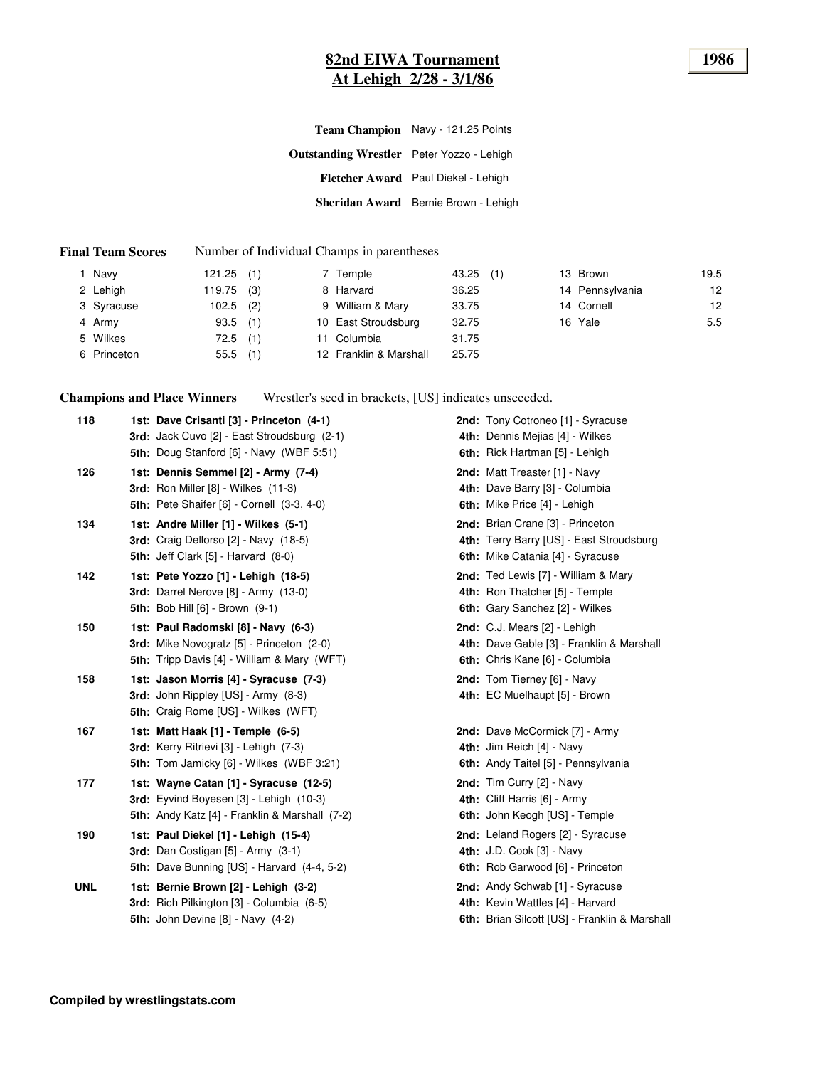# 82nd EIWA Tournament
## At Lehigh 2/28 - 3/1/86

**1986**

**Team Champion** Navy - 121.25 Points

**Outstanding Wrestler** Peter Yozzo - Lehigh

**Fletcher Award** Paul Diekel - Lehigh

**Sheridan Award** Bernie Brown - Lehigh

**Final Team Scores** Number of Individual Champs in parentheses

| | Team | Score | Champs |
|---|---|---|---|
| 1 | Navy | 121.25 | (1) |
| 2 | Lehigh | 119.75 | (3) |
| 3 | Syracuse | 102.5 | (2) |
| 4 | Army | 93.5 | (1) |
| 5 | Wilkes | 72.5 | (1) |
| 6 | Princeton | 55.5 | (1) |
| 7 | Temple | 43.25 | (1) |
| 8 | Harvard | 36.25 | |
| 9 | William & Mary | 33.75 | |
| 10 | East Stroudsburg | 32.75 | |
| 11 | Columbia | 31.75 | |
| 12 | Franklin & Marshall | 25.75 | |
| 13 | Brown | 19.5 | |
| 14 | Pennsylvania | 12 | |
| 14 | Cornell | 12 | |
| 16 | Yale | 5.5 | |

**Champions and Place Winners** Wrestler's seed in brackets, [US] indicates unseeeded.

**118**
- **1st: Dave Crisanti [3] - Princeton (4-1)**
- **2nd:** Tony Cotroneo [1] - Syracuse
- **3rd:** Jack Cuvo [2] - East Stroudsburg (2-1)
- **4th:** Dennis Mejias [4] - Wilkes
- **5th:** Doug Stanford [6] - Navy (WBF 5:51)
- **6th:** Rick Hartman [5] - Lehigh

**126**
- **1st: Dennis Semmel [2] - Army (7-4)**
- **2nd:** Matt Treaster [1] - Navy
- **3rd:** Ron Miller [8] - Wilkes (11-3)
- **4th:** Dave Barry [3] - Columbia
- **5th:** Pete Shaifer [6] - Cornell (3-3, 4-0)
- **6th:** Mike Price [4] - Lehigh

**134**
- **1st: Andre Miller [1] - Wilkes (5-1)**
- **2nd:** Brian Crane [3] - Princeton
- **3rd:** Craig Dellorso [2] - Navy (18-5)
- **4th:** Terry Barry [US] - East Stroudsburg
- **5th:** Jeff Clark [5] - Harvard (8-0)
- **6th:** Mike Catania [4] - Syracuse

**142**
- **1st: Pete Yozzo [1] - Lehigh (18-5)**
- **2nd:** Ted Lewis [7] - William & Mary
- **3rd:** Darrel Nerove [8] - Army (13-0)
- **4th:** Ron Thatcher [5] - Temple
- **5th:** Bob Hill [6] - Brown (9-1)
- **6th:** Gary Sanchez [2] - Wilkes

**150**
- **1st: Paul Radomski [8] - Navy (6-3)**
- **2nd:** C.J. Mears [2] - Lehigh
- **3rd:** Mike Novogratz [5] - Princeton (2-0)
- **4th:** Dave Gable [3] - Franklin & Marshall
- **5th:** Tripp Davis [4] - William & Mary (WFT)
- **6th:** Chris Kane [6] - Columbia

**158**
- **1st: Jason Morris [4] - Syracuse (7-3)**
- **2nd:** Tom Tierney [6] - Navy
- **3rd:** John Rippley [US] - Army (8-3)
- **4th:** EC Muelhaupt [5] - Brown
- **5th:** Craig Rome [US] - Wilkes (WFT)

**167**
- **1st: Matt Haak [1] - Temple (6-5)**
- **2nd:** Dave McCormick [7] - Army
- **3rd:** Kerry Ritrievi [3] - Lehigh (7-3)
- **4th:** Jim Reich [4] - Navy
- **5th:** Tom Jamicky [6] - Wilkes (WBF 3:21)
- **6th:** Andy Taitel [5] - Pennsylvania

**177**
- **1st: Wayne Catan [1] - Syracuse (12-5)**
- **2nd:** Tim Curry [2] - Navy
- **3rd:** Eyvind Boyesen [3] - Lehigh (10-3)
- **4th:** Cliff Harris [6] - Army
- **5th:** Andy Katz [4] - Franklin & Marshall (7-2)
- **6th:** John Keogh [US] - Temple

**190**
- **1st: Paul Diekel [1] - Lehigh (15-4)**
- **2nd:** Leland Rogers [2] - Syracuse
- **3rd:** Dan Costigan [5] - Army (3-1)
- **4th:** J.D. Cook [3] - Navy
- **5th:** Dave Bunning [US] - Harvard (4-4, 5-2)
- **6th:** Rob Garwood [6] - Princeton

**UNL**
- **1st: Bernie Brown [2] - Lehigh (3-2)**
- **2nd:** Andy Schwab [1] - Syracuse
- **3rd:** Rich Pilkington [3] - Columbia (6-5)
- **4th:** Kevin Wattles [4] - Harvard
- **5th:** John Devine [8] - Navy (4-2)
- **6th:** Brian Silcott [US] - Franklin & Marshall

**Compiled by wrestlingstats.com**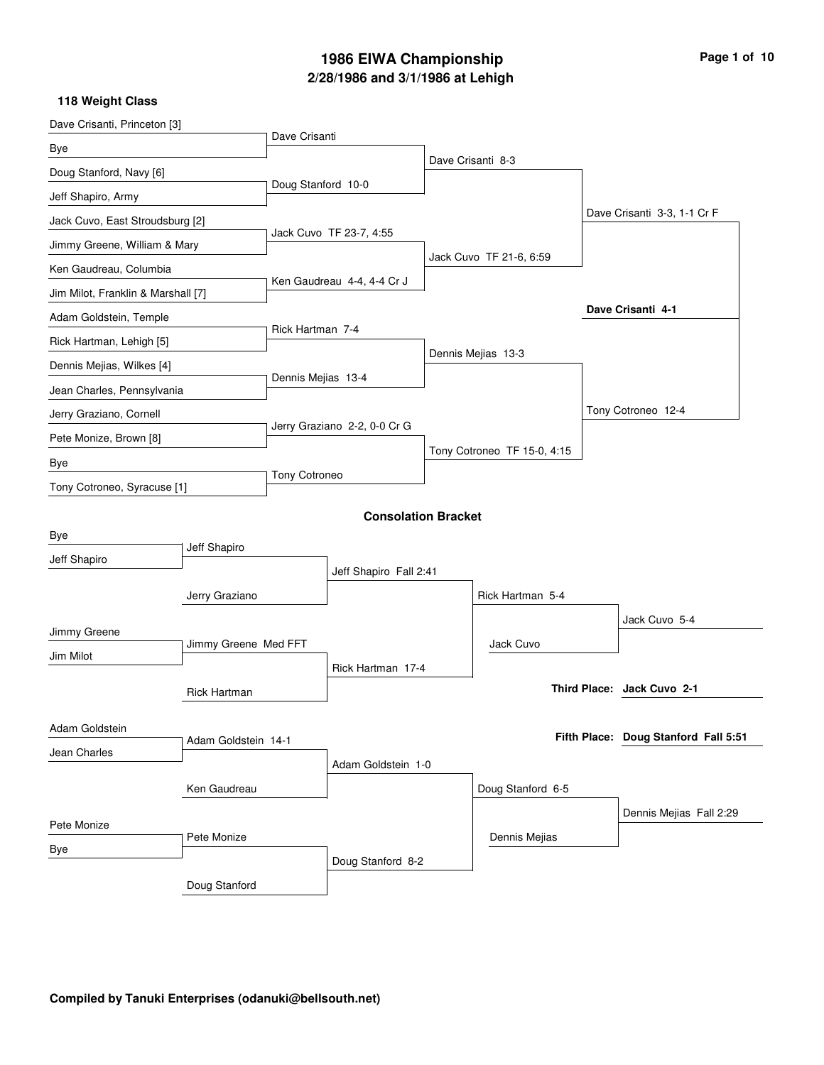# 1986 EIWA Championship

## 2/28/1986 and 3/1/1986 at Lehigh

### 118 Weight Class

**Championship Bracket**

| First Round | Quarterfinals | Semifinals | Finals | Champion |
|---|---|---|---|---|
| Dave Crisanti, Princeton [3] | Dave Crisanti | Dave Crisanti 8-3 | Dave Crisanti 3-3, 1-1 Cr F | **Dave Crisanti 4-1** |
| Bye | | | | |
| Doug Stanford, Navy [6] | Doug Stanford 10-0 | | | |
| Jeff Shapiro, Army | | | | |
| Jack Cuvo, East Stroudsburg [2] | Jack Cuvo TF 23-7, 4:55 | Jack Cuvo TF 21-6, 6:59 | | |
| Jimmy Greene, William & Mary | | | | |
| Ken Gaudreau, Columbia | Ken Gaudreau 4-4, 4-4 Cr J | | | |
| Jim Milot, Franklin & Marshall [7] | | | | |
| Adam Goldstein, Temple | Rick Hartman 7-4 | Dennis Mejias 13-3 | Tony Cotroneo 12-4 | |
| Rick Hartman, Lehigh [5] | | | | |
| Dennis Mejias, Wilkes [4] | Dennis Mejias 13-4 | | | |
| Jean Charles, Pennsylvania | | | | |
| Jerry Graziano, Cornell | Jerry Graziano 2-2, 0-0 Cr G | Tony Cotroneo TF 15-0, 4:15 | | |
| Pete Monize, Brown [8] | | | | |
| Bye | Tony Cotroneo | | | |
| Tony Cotroneo, Syracuse [1] | | | | |

### Consolation Bracket

| First Round | Second Round | Third Round | Semifinals | Finals |
|---|---|---|---|---|
| Bye | Jeff Shapiro | Jeff Shapiro Fall 2:41 | Rick Hartman 5-4 | Jack Cuvo 5-4 |
| Jeff Shapiro | | | | |
| | Jerry Graziano | | | |
| Jimmy Greene | Jimmy Greene Med FFT | Rick Hartman 17-4 | Jack Cuvo | |
| Jim Milot | | | | |
| | Rick Hartman | | | |
| Adam Goldstein | Adam Goldstein 14-1 | Adam Goldstein 1-0 | Doug Stanford 6-5 | Dennis Mejias Fall 2:29 |
| Jean Charles | | | | |
| | Ken Gaudreau | | | |
| Pete Monize | Pete Monize | Doug Stanford 8-2 | Dennis Mejias | |
| Bye | | | | |
| | Doug Stanford | | | |

**Third Place:** **Jack Cuvo 2-1**

**Fifth Place:** **Doug Stanford Fall 5:51**

**Compiled by Tanuki Enterprises (odanuki@bellsouth.net)**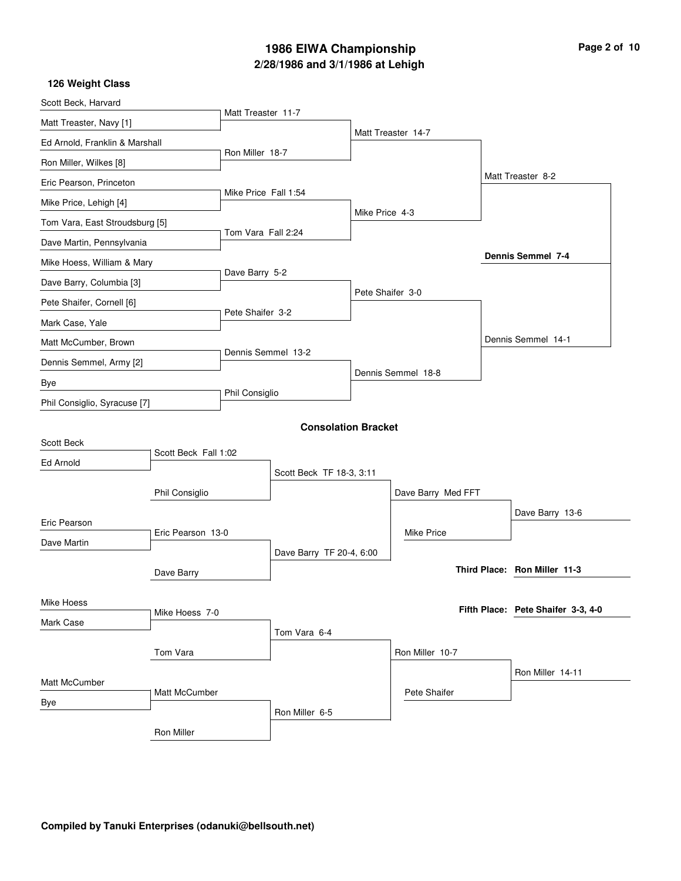# 1986 EIWA Championship

## 2/28/1986 and 3/1/1986 at Lehigh

### 126 Weight Class

**Championship Bracket**

| First Round | Quarterfinals | Semifinals | Finals |
|---|---|---|---|
| Scott Beck, Harvard | Matt Treaster 11-7 | Matt Treaster 14-7 | Matt Treaster 8-2 |
| Matt Treaster, Navy [1] | | | |
| Ed Arnold, Franklin & Marshall | Ron Miller 18-7 | | |
| Ron Miller, Wilkes [8] | | | |
| Eric Pearson, Princeton | Mike Price Fall 1:54 | Mike Price 4-3 | |
| Mike Price, Lehigh [4] | | | |
| Tom Vara, East Stroudsburg [5] | Tom Vara Fall 2:24 | | |
| Dave Martin, Pennsylvania | | | |
| Mike Hoess, William & Mary | Dave Barry 5-2 | Pete Shaifer 3-0 | Dennis Semmel 14-1 |
| Dave Barry, Columbia [3] | | | |
| Pete Shaifer, Cornell [6] | Pete Shaifer 3-2 | | |
| Mark Case, Yale | | | |
| Matt McCumber, Brown | Dennis Semmel 13-2 | Dennis Semmel 18-8 | |
| Dennis Semmel, Army [2] | | | |
| Bye | Phil Consiglio | | |
| Phil Consiglio, Syracuse [7] | | | |

**Champion: Dennis Semmel 7-4**

### Consolation Bracket

| Round 1 | Round 2 | Round 3 | Round 4 | Final |
|---|---|---|---|---|
| Scott Beck | Scott Beck Fall 1:02 | Scott Beck TF 18-3, 3:11 | Dave Barry Med FFT | Dave Barry 13-6 |
| Ed Arnold | Phil Consiglio | | Mike Price | |
| Eric Pearson | Eric Pearson 13-0 | Dave Barry TF 20-4, 6:00 | | |
| Dave Martin | Dave Barry | | | |
| Mike Hoess | Mike Hoess 7-0 | Tom Vara 6-4 | Ron Miller 10-7 | Ron Miller 14-11 |
| Mark Case | Tom Vara | | Pete Shaifer | |
| Matt McCumber | Matt McCumber | Ron Miller 6-5 | | |
| Bye | Ron Miller | | | |

**Third Place: Ron Miller 11-3**

**Fifth Place: Pete Shaifer 3-3, 4-0**

**Compiled by Tanuki Enterprises (odanuki@bellsouth.net)**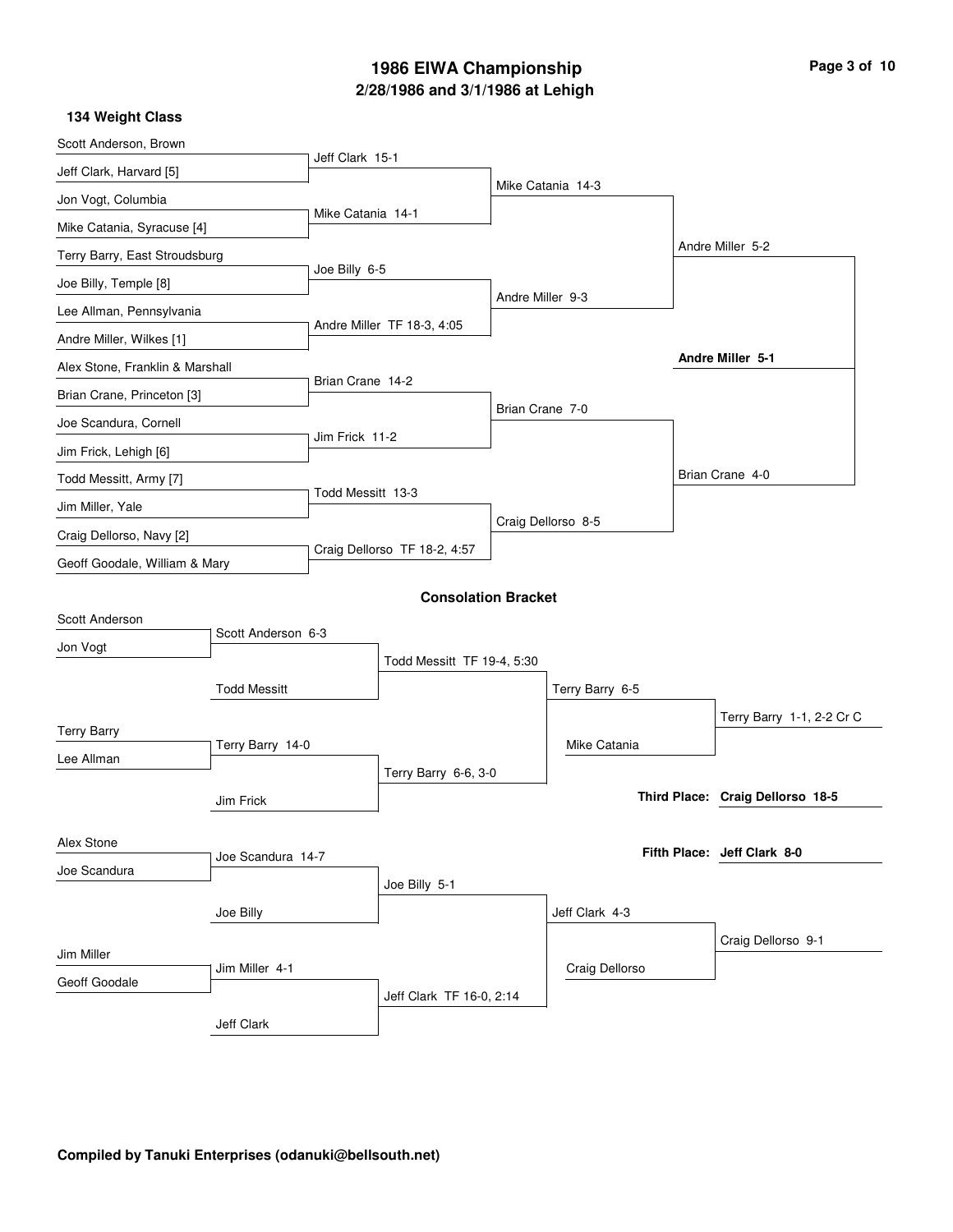# 1986 EIWA Championship

## 2/28/1986 and 3/1/1986 at Lehigh

### 134 Weight Class

**Championship Bracket**

| First Round | Quarterfinals | Semifinals | Finals |
| --- | --- | --- | --- |
| Scott Anderson, Brown | | | |
| Jeff Clark, Harvard [5] | Jeff Clark 15-1 | | |
| Jon Vogt, Columbia | | Mike Catania 14-3 | |
| Mike Catania, Syracuse [4] | Mike Catania 14-1 | | |
| Terry Barry, East Stroudsburg | | | Andre Miller 5-2 |
| Joe Billy, Temple [8] | Joe Billy 6-5 | | |
| Lee Allman, Pennsylvania | | Andre Miller 9-3 | |
| Andre Miller, Wilkes [1] | Andre Miller TF 18-3, 4:05 | | |
| | | | **Andre Miller 5-1** |
| Alex Stone, Franklin & Marshall | | | |
| Brian Crane, Princeton [3] | Brian Crane 14-2 | | |
| Joe Scandura, Cornell | | Brian Crane 7-0 | |
| Jim Frick, Lehigh [6] | Jim Frick 11-2 | | |
| Todd Messitt, Army [7] | | | Brian Crane 4-0 |
| Jim Miller, Yale | Todd Messitt 13-3 | | |
| Craig Dellorso, Navy [2] | | Craig Dellorso 8-5 | |
| Geoff Goodale, William & Mary | Craig Dellorso TF 18-2, 4:57 | | |

### Consolation Bracket

| Round 1 | Round 2 | Round 3 | Round 4 | Placement |
| --- | --- | --- | --- | --- |
| Scott Anderson | | | | |
| Jon Vogt | Scott Anderson 6-3 | | | |
| | Todd Messitt | Todd Messitt TF 19-4, 5:30 | | |
| | | | Terry Barry 6-5 | |
| Terry Barry | | | Mike Catania | Terry Barry 1-1, 2-2 Cr C |
| Lee Allman | Terry Barry 14-0 | | | |
| | Jim Frick | Terry Barry 6-6, 3-0 | | |
| | | | | **Third Place: Craig Dellorso 18-5** |
| Alex Stone | | | | |
| Joe Scandura | Joe Scandura 14-7 | | | **Fifth Place: Jeff Clark 8-0** |
| | Joe Billy | Joe Billy 5-1 | | |
| | | | Jeff Clark 4-3 | |
| Jim Miller | | | Craig Dellorso | Craig Dellorso 9-1 |
| Geoff Goodale | Jim Miller 4-1 | | | |
| | Jeff Clark | Jeff Clark TF 16-0, 2:14 | | |

**Compiled by Tanuki Enterprises (odanuki@bellsouth.net)**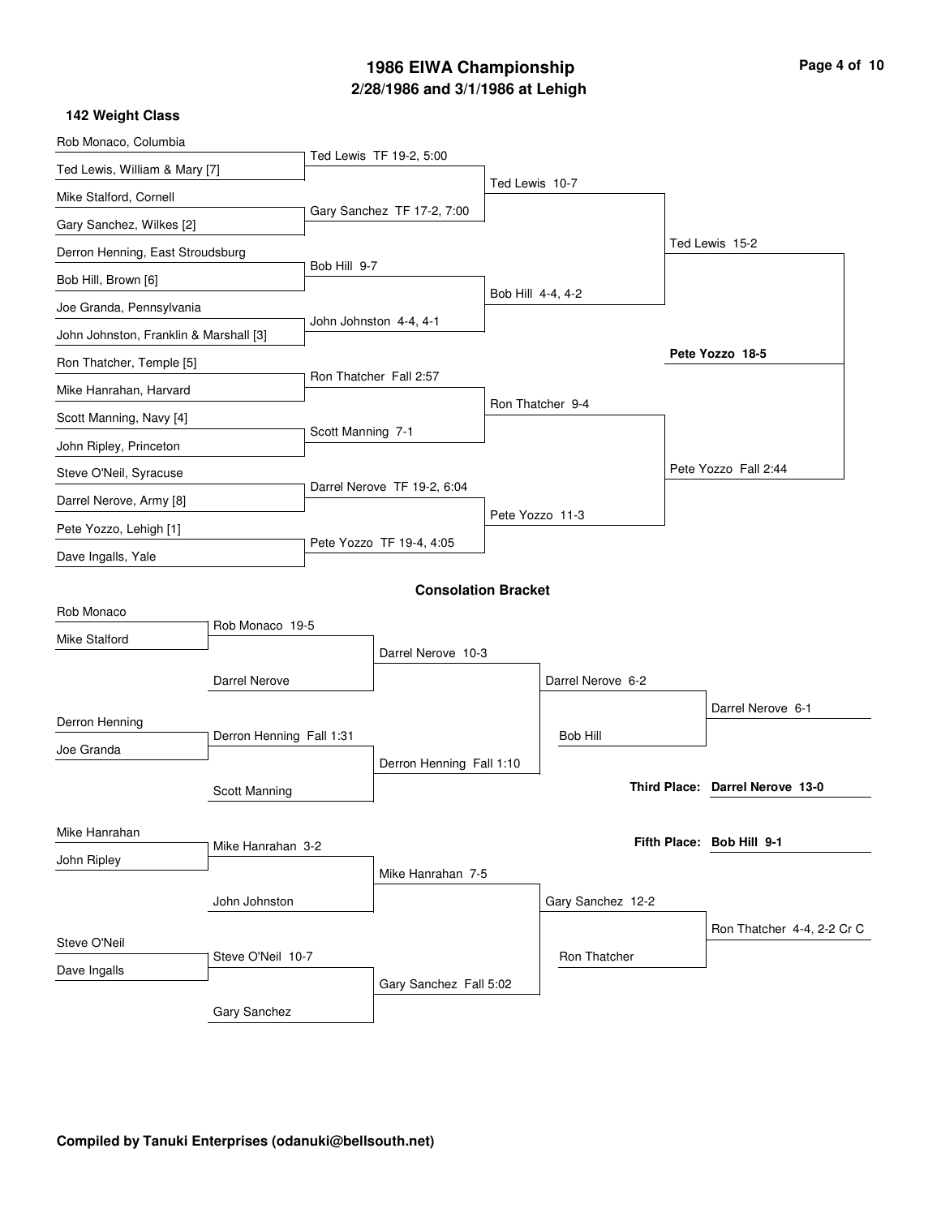# 1986 EIWA Championship

## 2/28/1986 and 3/1/1986 at Lehigh

### 142 Weight Class

**First Round**

- Rob Monaco, Columbia vs. Ted Lewis, William & Mary [7] — Ted Lewis TF 19-2, 5:00
- Mike Stalford, Cornell vs. Gary Sanchez, Wilkes [2] — Gary Sanchez TF 17-2, 7:00
- Derron Henning, East Stroudsburg vs. Bob Hill, Brown [6] — Bob Hill 9-7
- Joe Granda, Pennsylvania vs. John Johnston, Franklin & Marshall [3] — John Johnston 4-4, 4-1
- Ron Thatcher, Temple [5] vs. Mike Hanrahan, Harvard — Ron Thatcher Fall 2:57
- Scott Manning, Navy [4] vs. John Ripley, Princeton — Scott Manning 7-1
- Steve O'Neil, Syracuse vs. Darrel Nerove, Army [8] — Darrel Nerove TF 19-2, 6:04
- Pete Yozzo, Lehigh [1] vs. Dave Ingalls, Yale — Pete Yozzo TF 19-4, 4:05

**Quarterfinals**

- Ted Lewis 10-7
- Bob Hill 4-4, 4-2
- Ron Thatcher 9-4
- Pete Yozzo 11-3

**Semifinals**

- Ted Lewis 15-2
- Pete Yozzo Fall 2:44

**Final**

- **Pete Yozzo 18-5**

### Consolation Bracket

- Rob Monaco vs. Mike Stalford — Rob Monaco 19-5
- Rob Monaco vs. Darrel Nerove — Darrel Nerove 10-3
- Derron Henning vs. Joe Granda — Derron Henning Fall 1:31
- Derron Henning vs. Scott Manning — Derron Henning Fall 1:10
- Darrel Nerove vs. Derron Henning — Darrel Nerove 6-2
- Darrel Nerove vs. Bob Hill — Darrel Nerove 6-1
- Mike Hanrahan vs. John Ripley — Mike Hanrahan 3-2
- Mike Hanrahan vs. John Johnston — Mike Hanrahan 7-5
- Steve O'Neil vs. Dave Ingalls — Steve O'Neil 10-7
- Steve O'Neil vs. Gary Sanchez — Gary Sanchez Fall 5:02
- Mike Hanrahan vs. Gary Sanchez — Gary Sanchez 12-2
- Gary Sanchez vs. Ron Thatcher — Ron Thatcher 4-4, 2-2 Cr C

**Third Place:** Darrel Nerove 13-0

**Fifth Place:** Bob Hill 9-1

Compiled by Tanuki Enterprises (odanuki@bellsouth.net)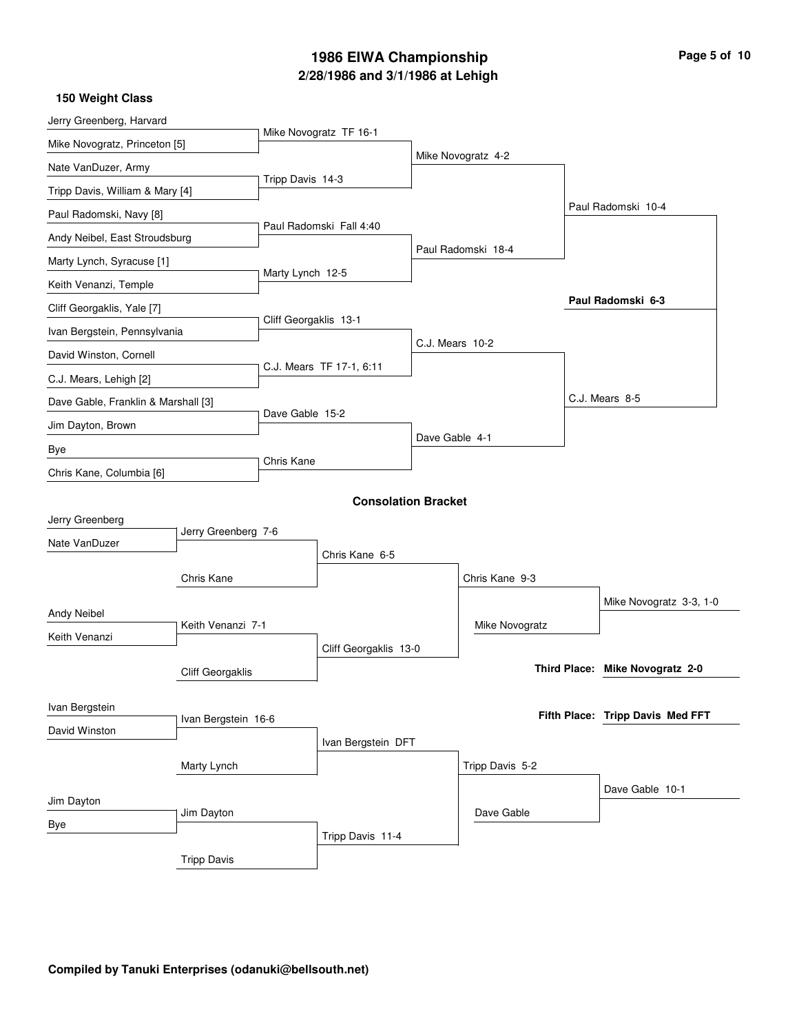# 1986 EIWA Championship

## 2/28/1986 and 3/1/1986 at Lehigh

### 150 Weight Class

**Championship Bracket**

First Round:
- Jerry Greenberg, Harvard vs. Mike Novogratz, Princeton [5] — Mike Novogratz TF 16-1
- Nate VanDuzer, Army vs. Tripp Davis, William & Mary [4] — Tripp Davis 14-3
- Paul Radomski, Navy [8] vs. Andy Neibel, East Stroudsburg — Paul Radomski Fall 4:40
- Marty Lynch, Syracuse [1] vs. Keith Venanzi, Temple — Marty Lynch 12-5
- Cliff Georgaklis, Yale [7] vs. Ivan Bergstein, Pennsylvania — Cliff Georgaklis 13-1
- David Winston, Cornell vs. C.J. Mears, Lehigh [2] — C.J. Mears TF 17-1, 6:11
- Dave Gable, Franklin & Marshall [3] vs. Jim Dayton, Brown — Dave Gable 15-2
- Bye vs. Chris Kane, Columbia [6] — Chris Kane

Quarterfinals:
- Mike Novogratz 4-2
- Paul Radomski 18-4
- C.J. Mears 10-2
- Dave Gable 4-1

Semifinals:
- Paul Radomski 10-4
- C.J. Mears 8-5

Final:
- **Paul Radomski 6-3**

**Consolation Bracket**

- Jerry Greenberg vs. Nate VanDuzer — Jerry Greenberg 7-6
- Jerry Greenberg vs. Chris Kane — Chris Kane 6-5
- Andy Neibel vs. Keith Venanzi — Keith Venanzi 7-1
- Keith Venanzi vs. Cliff Georgaklis — Cliff Georgaklis 13-0
- Chris Kane vs. Cliff Georgaklis — Chris Kane 9-3
- Chris Kane vs. Mike Novogratz — Mike Novogratz 3-3, 1-0
- Ivan Bergstein vs. David Winston — Ivan Bergstein 16-6
- Ivan Bergstein vs. Marty Lynch — Ivan Bergstein DFT
- Jim Dayton vs. Bye — Jim Dayton
- Jim Dayton vs. Tripp Davis — Tripp Davis 11-4
- Ivan Bergstein vs. Tripp Davis — Tripp Davis 5-2
- Tripp Davis vs. Dave Gable — Dave Gable 10-1

**Third Place: Mike Novogratz 2-0**

**Fifth Place: Tripp Davis Med FFT**

**Compiled by Tanuki Enterprises (odanuki@bellsouth.net)**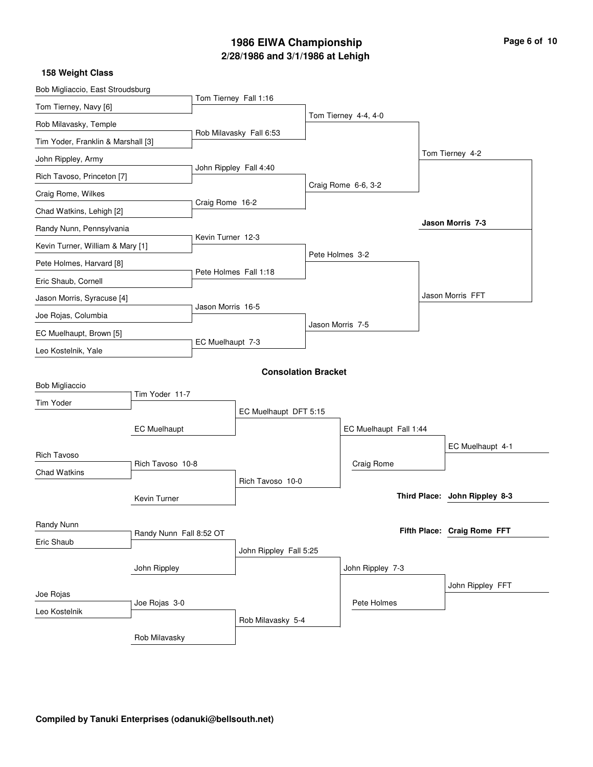# 1986 EIWA Championship

## 2/28/1986 and 3/1/1986 at Lehigh

### 158 Weight Class

**Championship Bracket**

| First Round | Quarterfinals | Semifinals | Finals |
| --- | --- | --- | --- |
| Bob Migliaccio, East Stroudsburg | | | |
| Tom Tierney, Navy [6] | Tom Tierney Fall 1:16 | | |
| Rob Milavasky, Temple | | Tom Tierney 4-4, 4-0 | |
| Tim Yoder, Franklin & Marshall [3] | Rob Milavasky Fall 6:53 | | |
| John Rippley, Army | | | Tom Tierney 4-2 |
| Rich Tavoso, Princeton [7] | John Rippley Fall 4:40 | | |
| Craig Rome, Wilkes | | Craig Rome 6-6, 3-2 | |
| Chad Watkins, Lehigh [2] | Craig Rome 16-2 | | |
| Randy Nunn, Pennsylvania | | | **Jason Morris 7-3** |
| Kevin Turner, William & Mary [1] | Kevin Turner 12-3 | | |
| Pete Holmes, Harvard [8] | | Pete Holmes 3-2 | |
| Eric Shaub, Cornell | Pete Holmes Fall 1:18 | | |
| Jason Morris, Syracuse [4] | | | Jason Morris FFT |
| Joe Rojas, Columbia | Jason Morris 16-5 | | |
| EC Muelhaupt, Brown [5] | | Jason Morris 7-5 | |
| Leo Kostelnik, Yale | EC Muelhaupt 7-3 | | |

### Consolation Bracket

| Wrestler | Result | Result | Result | Result |
| --- | --- | --- | --- | --- |
| Bob Migliaccio | | | | |
| Tim Yoder | Tim Yoder 11-7 | | | |
| | EC Muelhaupt | EC Muelhaupt DFT 5:15 | | |
| | | | EC Muelhaupt Fall 1:44 | |
| | | | | EC Muelhaupt 4-1 |
| Rich Tavoso | | | | |
| Chad Watkins | Rich Tavoso 10-8 | | Craig Rome | |
| | Kevin Turner | Rich Tavoso 10-0 | | |
| Randy Nunn | | | | |
| Eric Shaub | Randy Nunn Fall 8:52 OT | | | |
| | John Rippley | John Rippley Fall 5:25 | | |
| | | | John Rippley 7-3 | |
| | | | | John Rippley FFT |
| Joe Rojas | | | | |
| Leo Kostelnik | Joe Rojas 3-0 | | Pete Holmes | |
| | Rob Milavasky | Rob Milavasky 5-4 | | |

**Third Place:** **John Rippley 8-3**

**Fifth Place:** **Craig Rome FFT**

**Compiled by Tanuki Enterprises (odanuki@bellsouth.net)**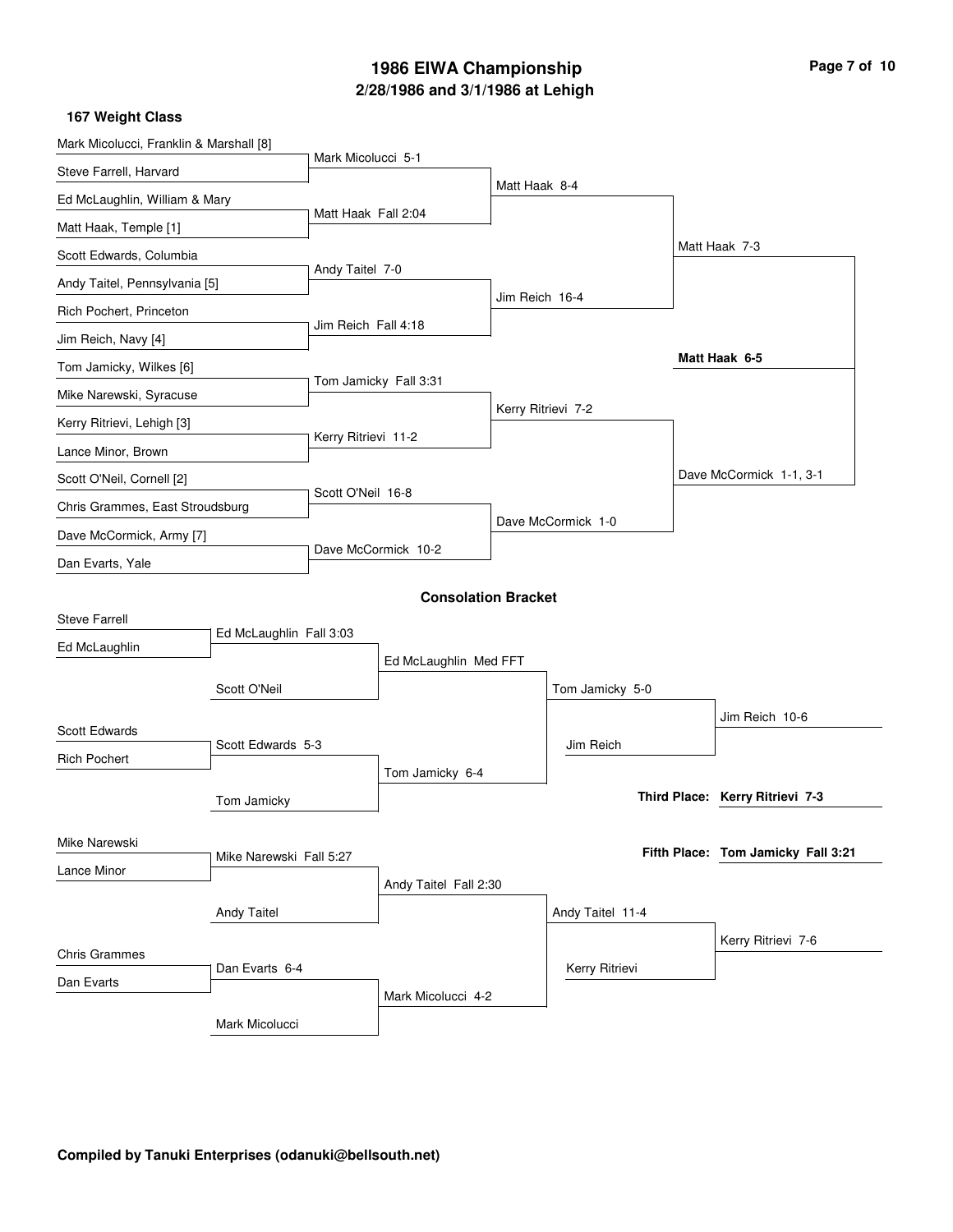# 1986 EIWA Championship
## 2/28/1986 and 3/1/1986 at Lehigh

### 167 Weight Class

**Championship Bracket**

| First Round | Quarterfinals | Semifinals | Finals |
| --- | --- | --- | --- |
| Mark Micolucci, Franklin & Marshall [8] | Mark Micolucci 5-1 | Matt Haak 8-4 | Matt Haak 7-3 |
| Steve Farrell, Harvard | | | |
| Ed McLaughlin, William & Mary | Matt Haak Fall 2:04 | | |
| Matt Haak, Temple [1] | | | |
| Scott Edwards, Columbia | Andy Taitel 7-0 | Jim Reich 16-4 | |
| Andy Taitel, Pennsylvania [5] | | | |
| Rich Pochert, Princeton | Jim Reich Fall 4:18 | | |
| Jim Reich, Navy [4] | | | |
| Tom Jamicky, Wilkes [6] | Tom Jamicky Fall 3:31 | Kerry Ritrievi 7-2 | Dave McCormick 1-1, 3-1 |
| Mike Narewski, Syracuse | | | |
| Kerry Ritrievi, Lehigh [3] | Kerry Ritrievi 11-2 | | |
| Lance Minor, Brown | | | |
| Scott O'Neil, Cornell [2] | Scott O'Neil 16-8 | Dave McCormick 1-0 | |
| Chris Grammes, East Stroudsburg | | | |
| Dave McCormick, Army [7] | Dave McCormick 10-2 | | |
| Dan Evarts, Yale | | | |

**Champion: Matt Haak 6-5**

### Consolation Bracket

| Round 1 | Round 2 | Round 3 | Round 4 | Third Place Bout |
| --- | --- | --- | --- | --- |
| Steve Farrell | Ed McLaughlin Fall 3:03 | Ed McLaughlin Med FFT | Tom Jamicky 5-0 | Jim Reich 10-6 |
| Ed McLaughlin | | | | |
| | Scott O'Neil | | | |
| Scott Edwards | Scott Edwards 5-3 | Tom Jamicky 6-4 | Jim Reich | |
| Rich Pochert | | | | |
| | Tom Jamicky | | | |
| Mike Narewski | Mike Narewski Fall 5:27 | Andy Taitel Fall 2:30 | Andy Taitel 11-4 | Kerry Ritrievi 7-6 |
| Lance Minor | | | | |
| | Andy Taitel | | | |
| Chris Grammes | Dan Evarts 6-4 | Mark Micolucci 4-2 | Kerry Ritrievi | |
| Dan Evarts | | | | |
| | Mark Micolucci | | | |

**Third Place: Kerry Ritrievi 7-3**

**Fifth Place: Tom Jamicky Fall 3:21**

**Compiled by Tanuki Enterprises (odanuki@bellsouth.net)**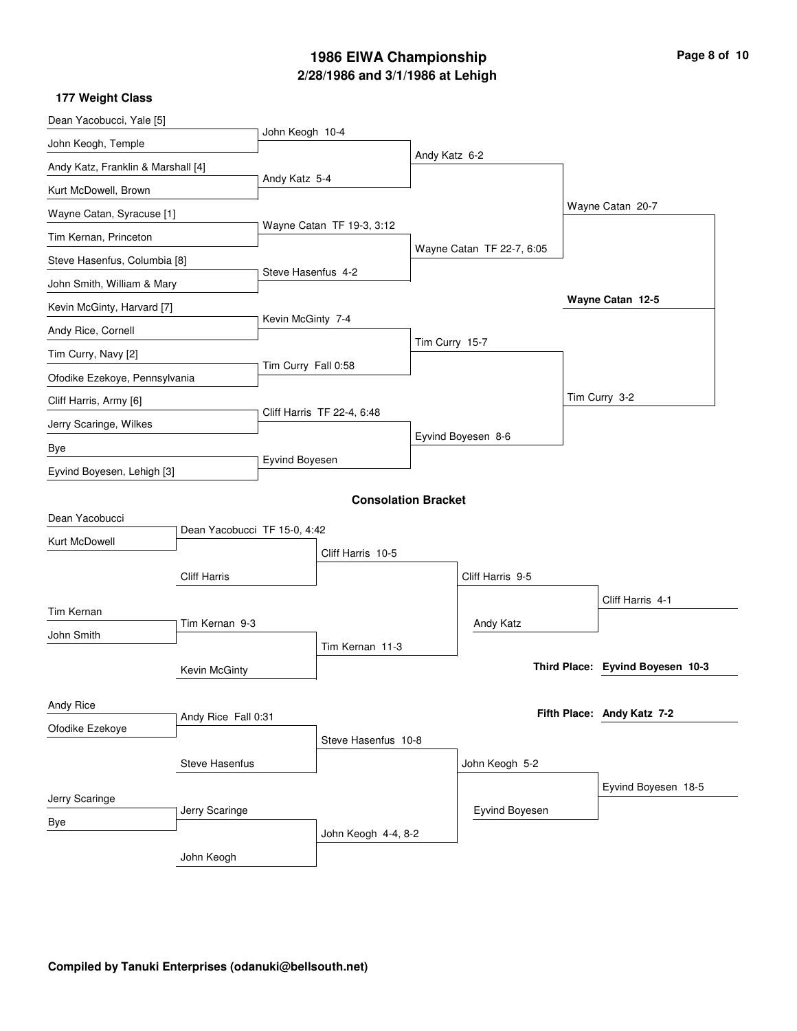# 1986 EIWA Championship

## 2/28/1986 and 3/1/1986 at Lehigh

### 177 Weight Class

**Championship Bracket**

First Round:
- Dean Yacobucci, Yale [5] vs. John Keogh, Temple — John Keogh 10-4
- Andy Katz, Franklin & Marshall [4] vs. Kurt McDowell, Brown — Andy Katz 5-4
- Wayne Catan, Syracuse [1] vs. Tim Kernan, Princeton — Wayne Catan TF 19-3, 3:12
- Steve Hasenfus, Columbia [8] vs. John Smith, William & Mary — Steve Hasenfus 4-2
- Kevin McGinty, Harvard [7] vs. Andy Rice, Cornell — Kevin McGinty 7-4
- Tim Curry, Navy [2] vs. Ofodike Ezekoye, Pennsylvania — Tim Curry Fall 0:58
- Cliff Harris, Army [6] vs. Jerry Scaringe, Wilkes — Cliff Harris TF 22-4, 6:48
- Bye vs. Eyvind Boyesen, Lehigh [3] — Eyvind Boyesen

Quarterfinals:
- Andy Katz 6-2
- Wayne Catan TF 22-7, 6:05
- Tim Curry 15-7
- Eyvind Boyesen 8-6

Semifinals:
- Wayne Catan 20-7
- Tim Curry 3-2

Final:
- **Wayne Catan 12-5**

**Consolation Bracket**

- Dean Yacobucci vs. Kurt McDowell — Dean Yacobucci TF 15-0, 4:42
- Dean Yacobucci vs. Cliff Harris — Cliff Harris 10-5
- Tim Kernan vs. John Smith — Tim Kernan 9-3
- Tim Kernan vs. Kevin McGinty — Tim Kernan 11-3
- Cliff Harris vs. Tim Kernan — Cliff Harris 9-5
- Cliff Harris vs. Andy Katz — Cliff Harris 4-1
- Andy Rice vs. Ofodike Ezekoye — Andy Rice Fall 0:31
- Andy Rice vs. Steve Hasenfus — Steve Hasenfus 10-8
- Jerry Scaringe vs. Bye — Jerry Scaringe
- Jerry Scaringe vs. John Keogh — John Keogh 4-4, 8-2
- Steve Hasenfus vs. John Keogh — John Keogh 5-2
- John Keogh vs. Eyvind Boyesen — Eyvind Boyesen 18-5

**Third Place: Eyvind Boyesen 10-3**

**Fifth Place: Andy Katz 7-2**

**Compiled by Tanuki Enterprises (odanuki@bellsouth.net)**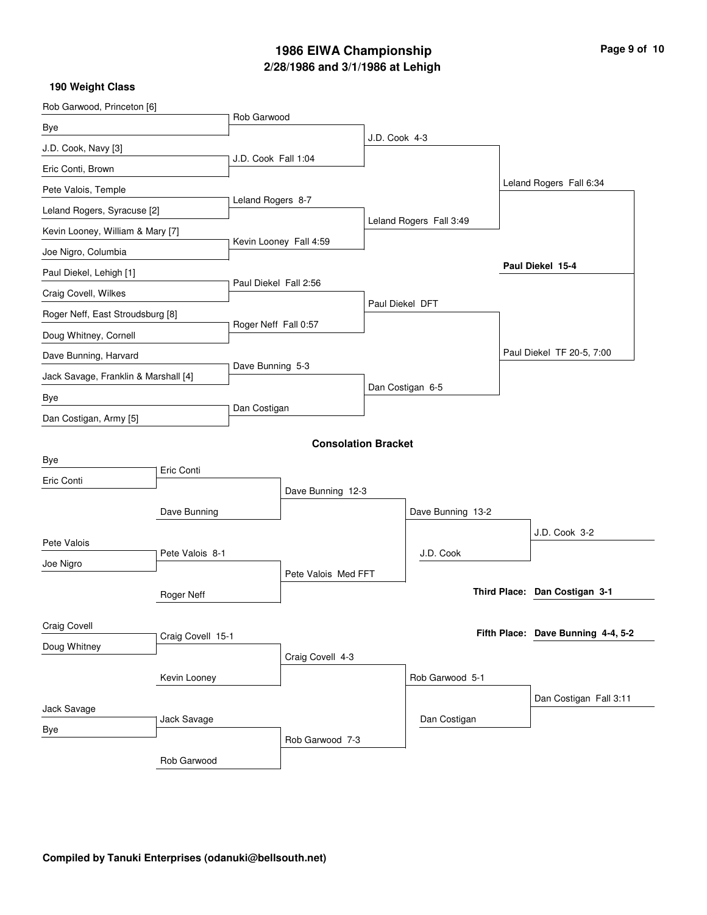# 1986 EIWA Championship

## 2/28/1986 and 3/1/1986 at Lehigh

### 190 Weight Class

**Championship Bracket**

First round:
- Rob Garwood, Princeton [6] vs Bye — Rob Garwood
- J.D. Cook, Navy [3] vs Eric Conti, Brown — J.D. Cook Fall 1:04
- Pete Valois, Temple vs Leland Rogers, Syracuse [2] — Leland Rogers 8-7
- Kevin Looney, William & Mary [7] vs Joe Nigro, Columbia — Kevin Looney Fall 4:59
- Paul Diekel, Lehigh [1] vs Craig Covell, Wilkes — Paul Diekel Fall 2:56
- Roger Neff, East Stroudsburg [8] vs Doug Whitney, Cornell — Roger Neff Fall 0:57
- Dave Bunning, Harvard vs Jack Savage, Franklin & Marshall [4] — Dave Bunning 5-3
- Bye vs Dan Costigan, Army [5] — Dan Costigan

Quarterfinals:
- J.D. Cook 4-3
- Leland Rogers Fall 3:49
- Paul Diekel DFT
- Dan Costigan 6-5

Semifinals:
- Leland Rogers Fall 6:34
- Paul Diekel TF 20-5, 7:00

Final:
- **Paul Diekel 15-4**

**Consolation Bracket**

First round:
- Bye vs Eric Conti — Eric Conti
- Pete Valois vs Joe Nigro — Pete Valois 8-1
- Craig Covell vs Doug Whitney — Craig Covell 15-1
- Jack Savage vs Bye — Jack Savage

Second round:
- Eric Conti vs Dave Bunning — Dave Bunning 12-3
- Pete Valois vs Roger Neff — Pete Valois Med FFT
- Craig Covell vs Kevin Looney — Craig Covell 4-3
- Jack Savage vs Rob Garwood — Rob Garwood 7-3

Third round:
- Dave Bunning vs Pete Valois — Dave Bunning 13-2
- Craig Covell vs Rob Garwood — Rob Garwood 5-1

Consolation semifinals:
- Dave Bunning vs J.D. Cook — J.D. Cook 3-2
- Rob Garwood vs Dan Costigan — Dan Costigan Fall 3:11

**Third Place:** Dan Costigan 3-1

**Fifth Place:** Dave Bunning 4-4, 5-2

**Compiled by Tanuki Enterprises (odanuki@bellsouth.net)**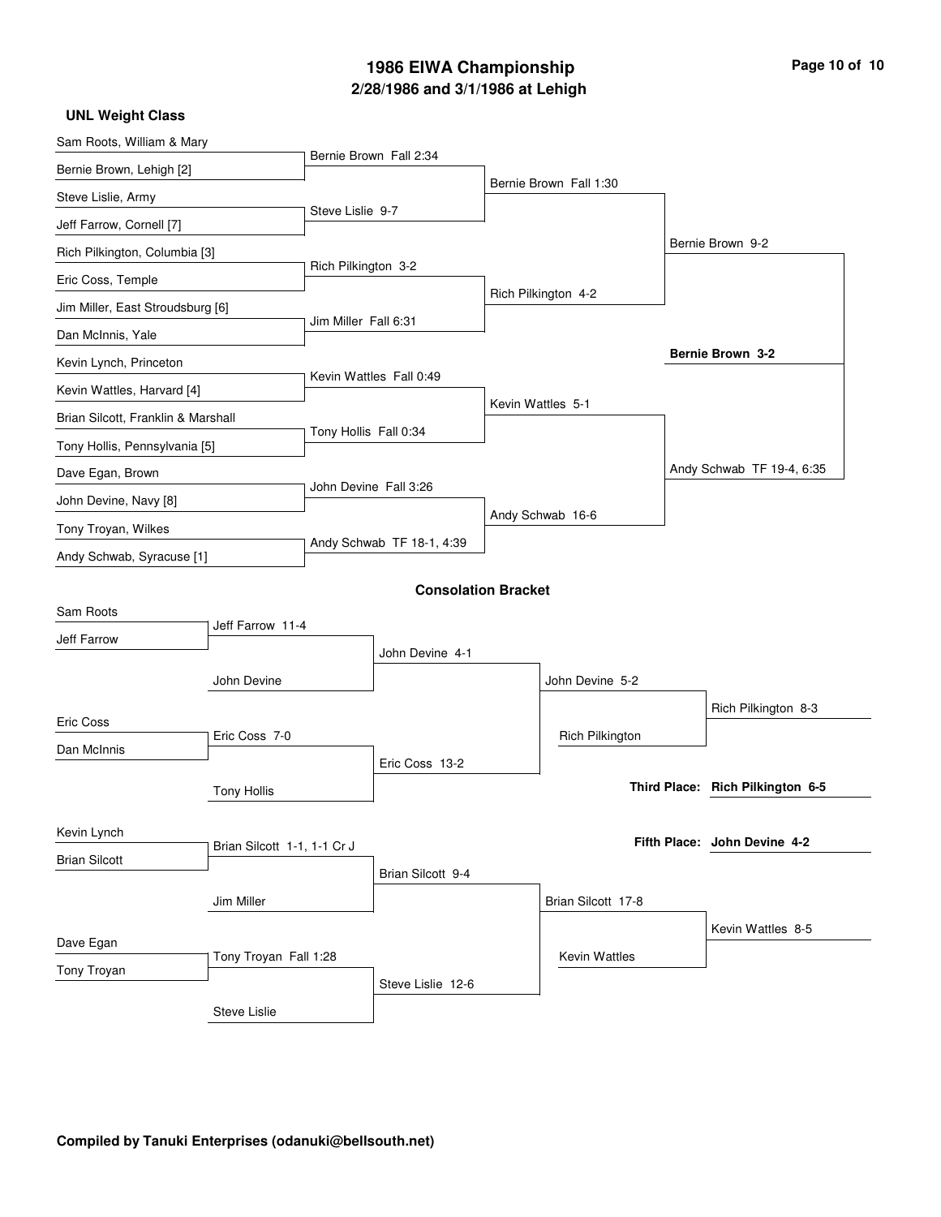# 1986 EIWA Championship
## 2/28/1986 and 3/1/1986 at Lehigh

### UNL Weight Class

Sam Roots, William & Mary
Bernie Brown, Lehigh [2]
Steve Lislie, Army
Jeff Farrow, Cornell [7]
Rich Pilkington, Columbia [3]
Eric Coss, Temple
Jim Miller, East Stroudsburg [6]
Dan McInnis, Yale
Kevin Lynch, Princeton
Kevin Wattles, Harvard [4]
Brian Silcott, Franklin & Marshall
Tony Hollis, Pennsylvania [5]
Dave Egan, Brown
John Devine, Navy [8]
Tony Troyan, Wilkes
Andy Schwab, Syracuse [1]

Bernie Brown Fall 2:34
Steve Lislie 9-7
Rich Pilkington 3-2
Jim Miller Fall 6:31
Kevin Wattles Fall 0:49
Tony Hollis Fall 0:34
John Devine Fall 3:26
Andy Schwab TF 18-1, 4:39

Bernie Brown Fall 1:30
Rich Pilkington 4-2
Kevin Wattles 5-1
Andy Schwab 16-6

Bernie Brown 9-2
Andy Schwab TF 19-4, 6:35

**Bernie Brown 3-2**

### Consolation Bracket

Sam Roots
Jeff Farrow
Jeff Farrow 11-4
John Devine
John Devine 4-1

Eric Coss
Dan McInnis
Eric Coss 7-0
Tony Hollis
Eric Coss 13-2

John Devine 5-2
Rich Pilkington
Rich Pilkington 8-3

**Third Place: Rich Pilkington 6-5**

**Fifth Place: John Devine 4-2**

Kevin Lynch
Brian Silcott
Brian Silcott 1-1, 1-1 Cr J
Jim Miller
Brian Silcott 9-4

Dave Egan
Tony Troyan
Tony Troyan Fall 1:28
Steve Lislie
Steve Lislie 12-6

Brian Silcott 17-8
Kevin Wattles
Kevin Wattles 8-5

**Compiled by Tanuki Enterprises (odanuki@bellsouth.net)**